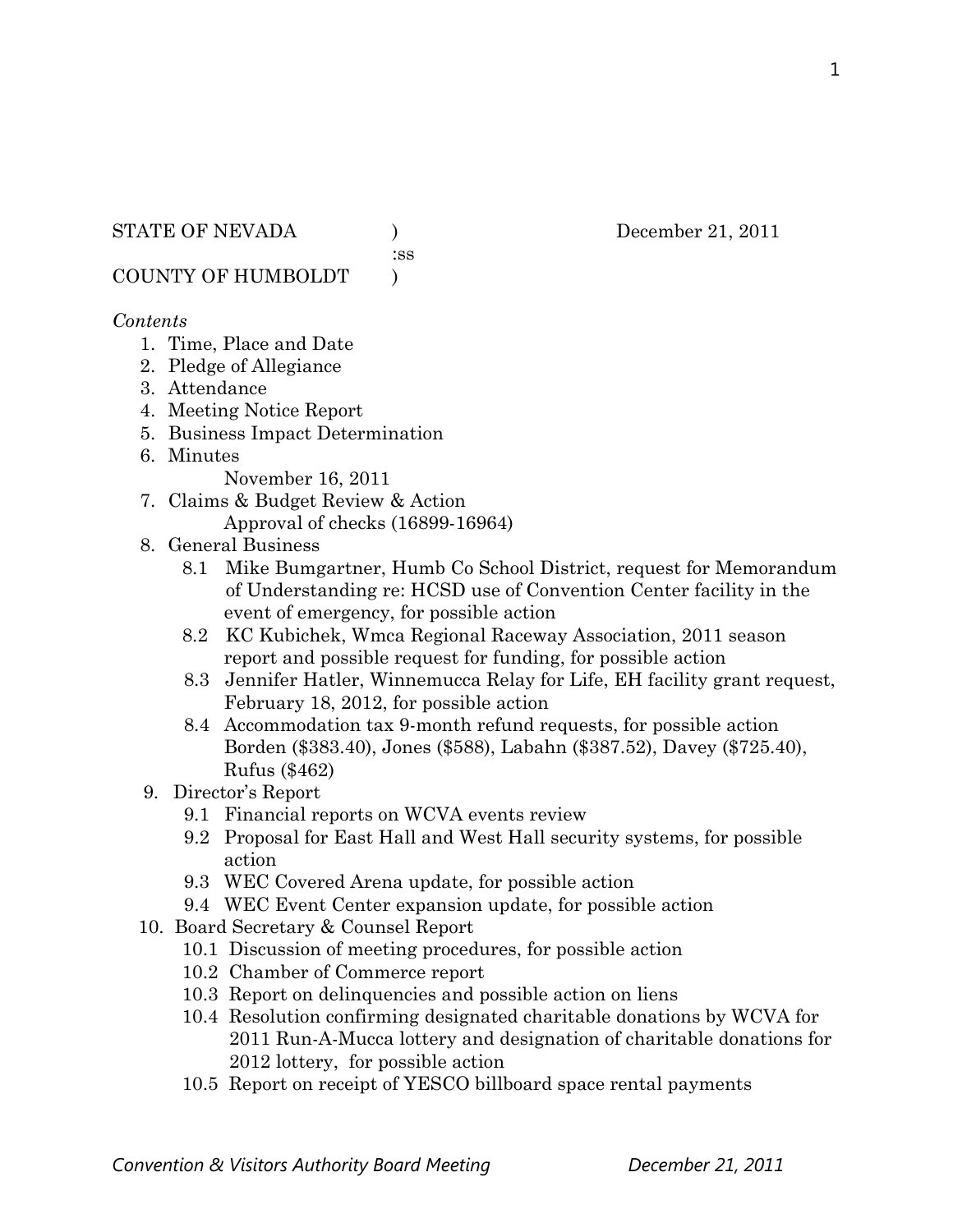STATE OF NEVADA ) December 21, 2011
:ss
COUNTY OF HUMBOLDT )

*Contents*

1. Time, Place and Date
2. Pledge of Allegiance
3. Attendance
4. Meeting Notice Report
5. Business Impact Determination
6. Minutes
   November 16, 2011
7. Claims & Budget Review & Action
   Approval of checks (16899-16964)
8. General Business
   - 8.1 Mike Bumgartner, Humb Co School District, request for Memorandum of Understanding re: HCSD use of Convention Center facility in the event of emergency, for possible action
   - 8.2 KC Kubichek, Wmca Regional Raceway Association, 2011 season report and possible request for funding, for possible action
   - 8.3 Jennifer Hatler, Winnemucca Relay for Life, EH facility grant request, February 18, 2012, for possible action
   - 8.4 Accommodation tax 9-month refund requests, for possible action Borden ($383.40), Jones ($588), Labahn ($387.52), Davey ($725.40), Rufus ($462)
9. Director's Report
   - 9.1 Financial reports on WCVA events review
   - 9.2 Proposal for East Hall and West Hall security systems, for possible action
   - 9.3 WEC Covered Arena update, for possible action
   - 9.4 WEC Event Center expansion update, for possible action
10. Board Secretary & Counsel Report
    - 10.1 Discussion of meeting procedures, for possible action
    - 10.2 Chamber of Commerce report
    - 10.3 Report on delinquencies and possible action on liens
    - 10.4 Resolution confirming designated charitable donations by WCVA for 2011 Run-A-Mucca lottery and designation of charitable donations for 2012 lottery, for possible action
    - 10.5 Report on receipt of YESCO billboard space rental payments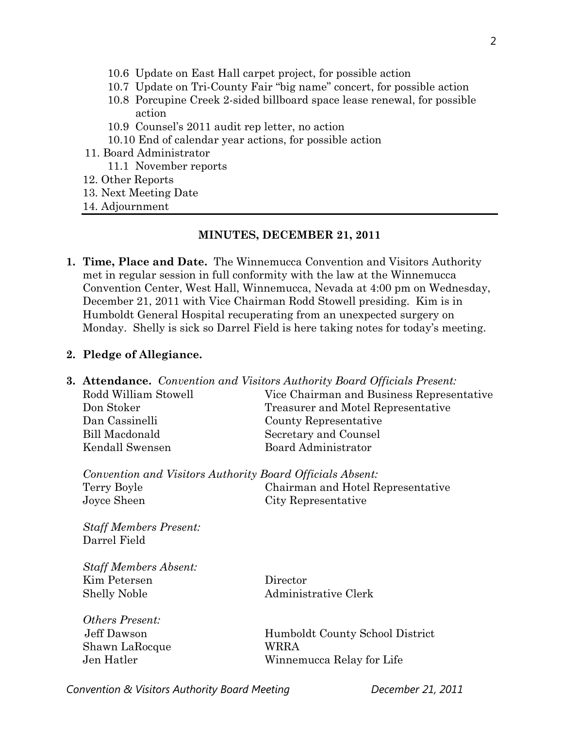- 10.6 Update on East Hall carpet project, for possible action
- 10.7 Update on Tri-County Fair "big name" concert, for possible action
- 10.8 Porcupine Creek 2-sided billboard space lease renewal, for possible action
- 10.9 Counsel's 2011 audit rep letter, no action
- 10.10 End of calendar year actions, for possible action

11. Board Administrator
    - 11.1 November reports
12. Other Reports
13. Next Meeting Date
14. Adjournment

---

## MINUTES, DECEMBER 21, 2011

**1. Time, Place and Date.** The Winnemucca Convention and Visitors Authority met in regular session in full conformity with the law at the Winnemucca Convention Center, West Hall, Winnemucca, Nevada at 4:00 pm on Wednesday, December 21, 2011 with Vice Chairman Rodd Stowell presiding. Kim is in Humboldt General Hospital recuperating from an unexpected surgery on Monday. Shelly is sick so Darrel Field is here taking notes for today's meeting.

**2. Pledge of Allegiance.**

**3. Attendance.** *Convention and Visitors Authority Board Officials Present:*

| | |
|---|---|
| Rodd William Stowell | Vice Chairman and Business Representative |
| Don Stoker | Treasurer and Motel Representative |
| Dan Cassinelli | County Representative |
| Bill Macdonald | Secretary and Counsel |
| Kendall Swensen | Board Administrator |

*Convention and Visitors Authority Board Officials Absent:*

| | |
|---|---|
| Terry Boyle | Chairman and Hotel Representative |
| Joyce Sheen | City Representative |

*Staff Members Present:*
Darrel Field

*Staff Members Absent:*

| | |
|---|---|
| Kim Petersen | Director |
| Shelly Noble | Administrative Clerk |

*Others Present:*

| | |
|---|---|
| Jeff Dawson | Humboldt County School District |
| Shawn LaRocque | WRRA |
| Jen Hatler | Winnemucca Relay for Life |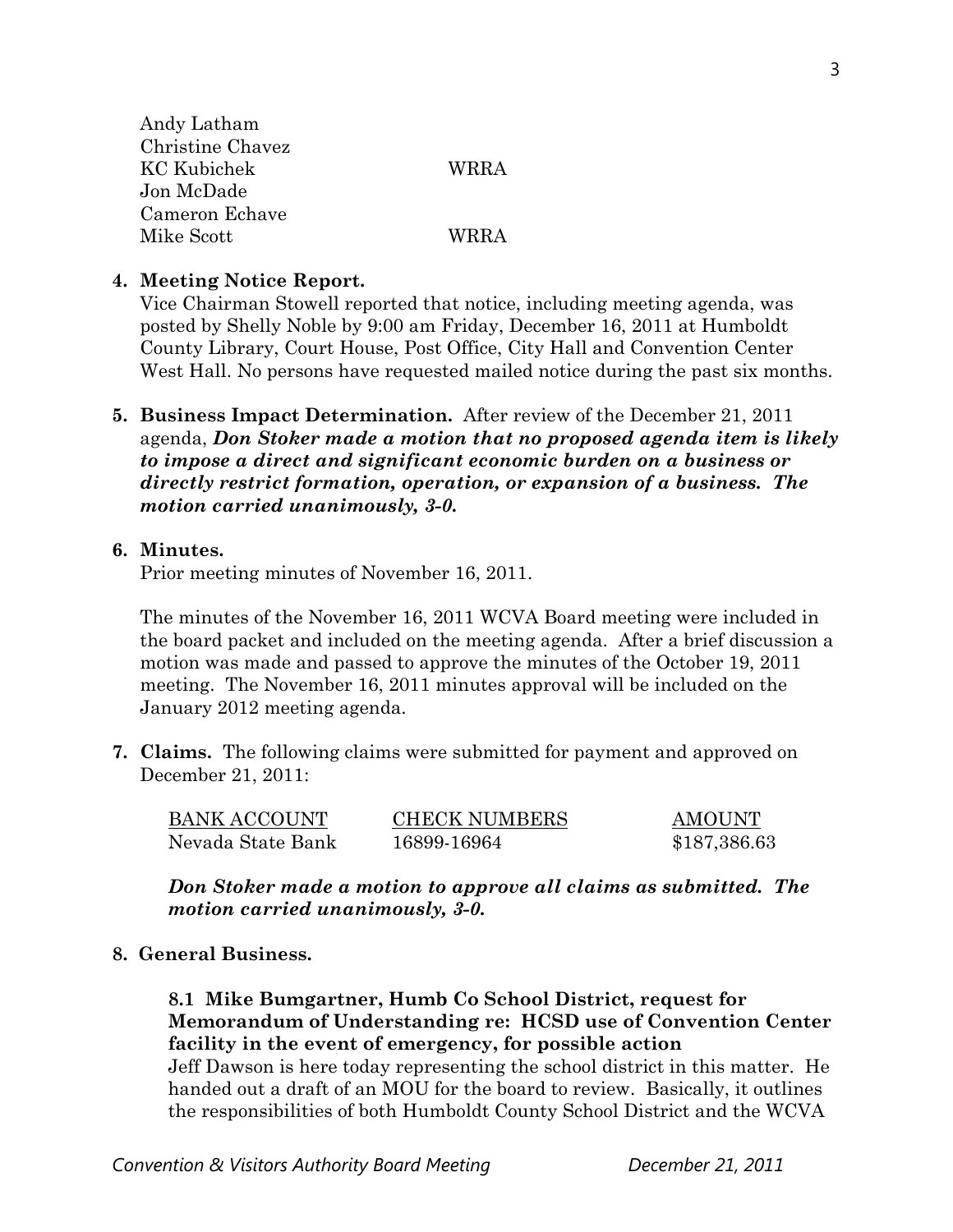| | |
|---|---|
| Andy Latham | |
| Christine Chavez | |
| KC Kubichek | WRRA |
| Jon McDade | |
| Cameron Echave | |
| Mike Scott | WRRA |

**4. Meeting Notice Report.**

Vice Chairman Stowell reported that notice, including meeting agenda, was posted by Shelly Noble by 9:00 am Friday, December 16, 2011 at Humboldt County Library, Court House, Post Office, City Hall and Convention Center West Hall. No persons have requested mailed notice during the past six months.

**5. Business Impact Determination.** After review of the December 21, 2011 agenda, ***Don Stoker made a motion that no proposed agenda item is likely to impose a direct and significant economic burden on a business or directly restrict formation, operation, or expansion of a business. The motion carried unanimously, 3-0.***

**6. Minutes.**

Prior meeting minutes of November 16, 2011.

The minutes of the November 16, 2011 WCVA Board meeting were included in the board packet and included on the meeting agenda. After a brief discussion a motion was made and passed to approve the minutes of the October 19, 2011 meeting. The November 16, 2011 minutes approval will be included on the January 2012 meeting agenda.

**7. Claims.** The following claims were submitted for payment and approved on December 21, 2011:

| BANK ACCOUNT | CHECK NUMBERS | AMOUNT |
|---|---|---|
| Nevada State Bank | 16899-16964 | $187,386.63 |

***Don Stoker made a motion to approve all claims as submitted. The motion carried unanimously, 3-0.***

**8. General Business.**

**8.1 Mike Bumgartner, Humb Co School District, request for Memorandum of Understanding re: HCSD use of Convention Center facility in the event of emergency, for possible action**

Jeff Dawson is here today representing the school district in this matter. He handed out a draft of an MOU for the board to review. Basically, it outlines the responsibilities of both Humboldt County School District and the WCVA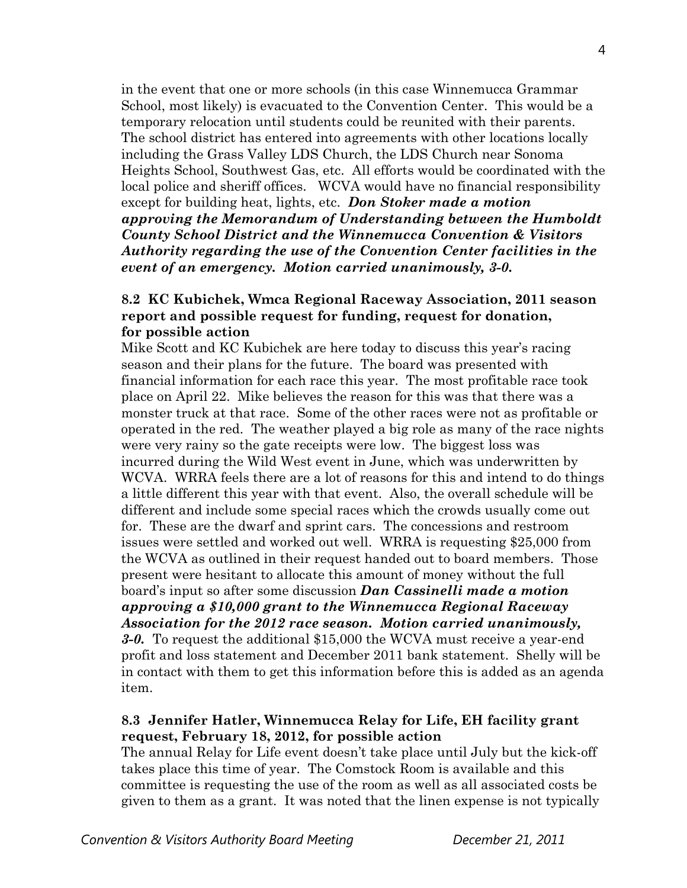in the event that one or more schools (in this case Winnemucca Grammar School, most likely) is evacuated to the Convention Center. This would be a temporary relocation until students could be reunited with their parents. The school district has entered into agreements with other locations locally including the Grass Valley LDS Church, the LDS Church near Sonoma Heights School, Southwest Gas, etc. All efforts would be coordinated with the local police and sheriff offices. WCVA would have no financial responsibility except for building heat, lights, etc. ***Don Stoker made a motion approving the Memorandum of Understanding between the Humboldt County School District and the Winnemucca Convention & Visitors Authority regarding the use of the Convention Center facilities in the event of an emergency. Motion carried unanimously, 3-0.***

**8.2 KC Kubichek, Wmca Regional Raceway Association, 2011 season report and possible request for funding, request for donation, for possible action**

Mike Scott and KC Kubichek are here today to discuss this year's racing season and their plans for the future. The board was presented with financial information for each race this year. The most profitable race took place on April 22. Mike believes the reason for this was that there was a monster truck at that race. Some of the other races were not as profitable or operated in the red. The weather played a big role as many of the race nights were very rainy so the gate receipts were low. The biggest loss was incurred during the Wild West event in June, which was underwritten by WCVA. WRRA feels there are a lot of reasons for this and intend to do things a little different this year with that event. Also, the overall schedule will be different and include some special races which the crowds usually come out for. These are the dwarf and sprint cars. The concessions and restroom issues were settled and worked out well. WRRA is requesting $25,000 from the WCVA as outlined in their request handed out to board members. Those present were hesitant to allocate this amount of money without the full board's input so after some discussion ***Dan Cassinelli made a motion approving a $10,000 grant to the Winnemucca Regional Raceway Association for the 2012 race season. Motion carried unanimously, 3-0.*** To request the additional $15,000 the WCVA must receive a year-end profit and loss statement and December 2011 bank statement. Shelly will be in contact with them to get this information before this is added as an agenda item.

**8.3 Jennifer Hatler, Winnemucca Relay for Life, EH facility grant request, February 18, 2012, for possible action**

The annual Relay for Life event doesn't take place until July but the kick-off takes place this time of year. The Comstock Room is available and this committee is requesting the use of the room as well as all associated costs be given to them as a grant. It was noted that the linen expense is not typically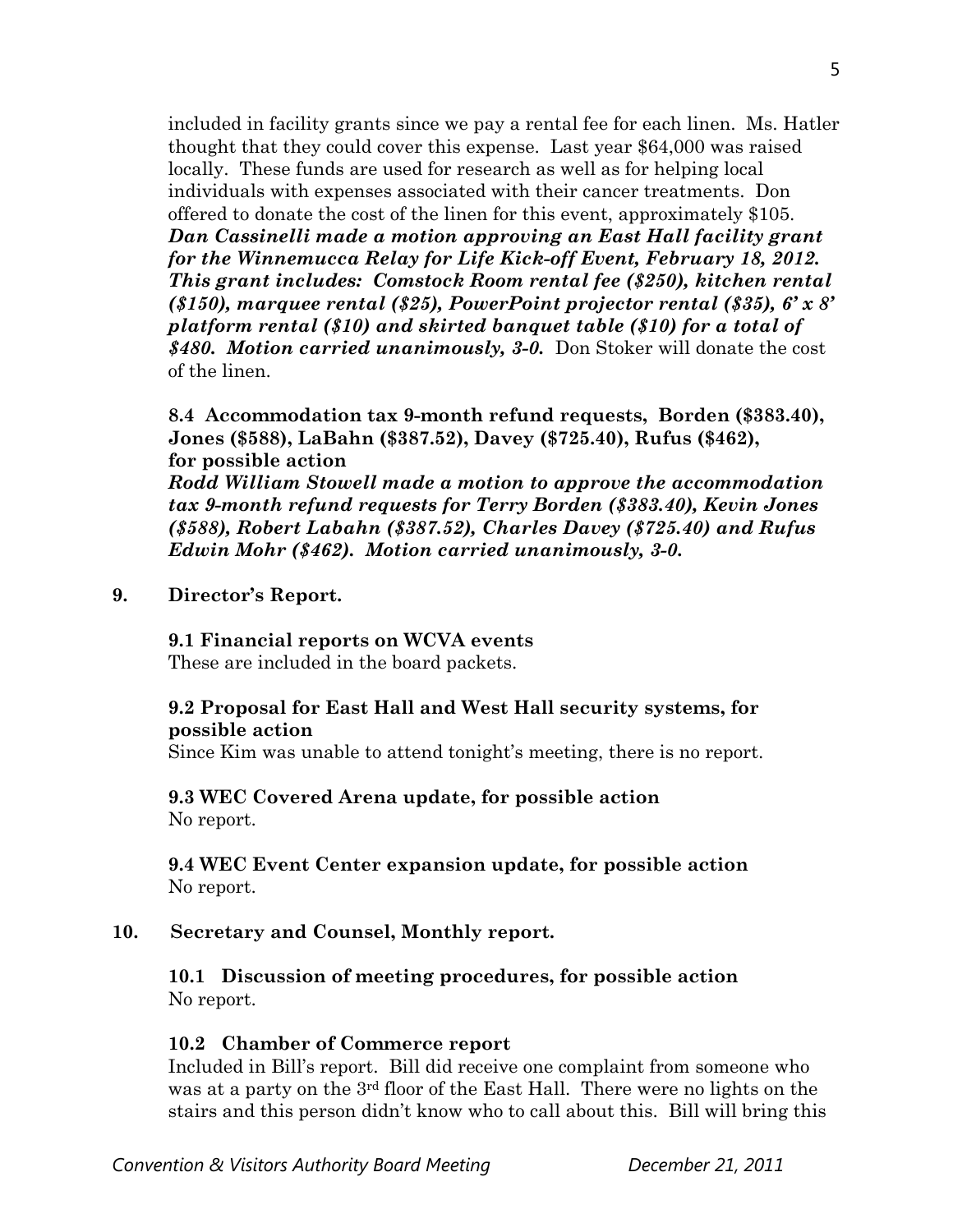included in facility grants since we pay a rental fee for each linen. Ms. Hatler thought that they could cover this expense. Last year $64,000 was raised locally. These funds are used for research as well as for helping local individuals with expenses associated with their cancer treatments. Don offered to donate the cost of the linen for this event, approximately $105. ***Dan Cassinelli made a motion approving an East Hall facility grant for the Winnemucca Relay for Life Kick-off Event, February 18, 2012. This grant includes: Comstock Room rental fee ($250), kitchen rental ($150), marquee rental ($25), PowerPoint projector rental ($35), 6' x 8' platform rental ($10) and skirted banquet table ($10) for a total of $480. Motion carried unanimously, 3-0.*** Don Stoker will donate the cost of the linen.

**8.4 Accommodation tax 9-month refund requests, Borden ($383.40), Jones ($588), LaBahn ($387.52), Davey ($725.40), Rufus ($462), for possible action**

***Rodd William Stowell made a motion to approve the accommodation tax 9-month refund requests for Terry Borden ($383.40), Kevin Jones ($588), Robert Labahn ($387.52), Charles Davey ($725.40) and Rufus Edwin Mohr ($462). Motion carried unanimously, 3-0.***

**9. Director's Report.**

**9.1 Financial reports on WCVA events**

These are included in the board packets.

**9.2 Proposal for East Hall and West Hall security systems, for possible action**

Since Kim was unable to attend tonight's meeting, there is no report.

**9.3 WEC Covered Arena update, for possible action**

No report.

**9.4 WEC Event Center expansion update, for possible action**

No report.

**10. Secretary and Counsel, Monthly report.**

**10.1 Discussion of meeting procedures, for possible action**

No report.

**10.2 Chamber of Commerce report**

Included in Bill's report. Bill did receive one complaint from someone who was at a party on the 3rd floor of the East Hall. There were no lights on the stairs and this person didn't know who to call about this. Bill will bring this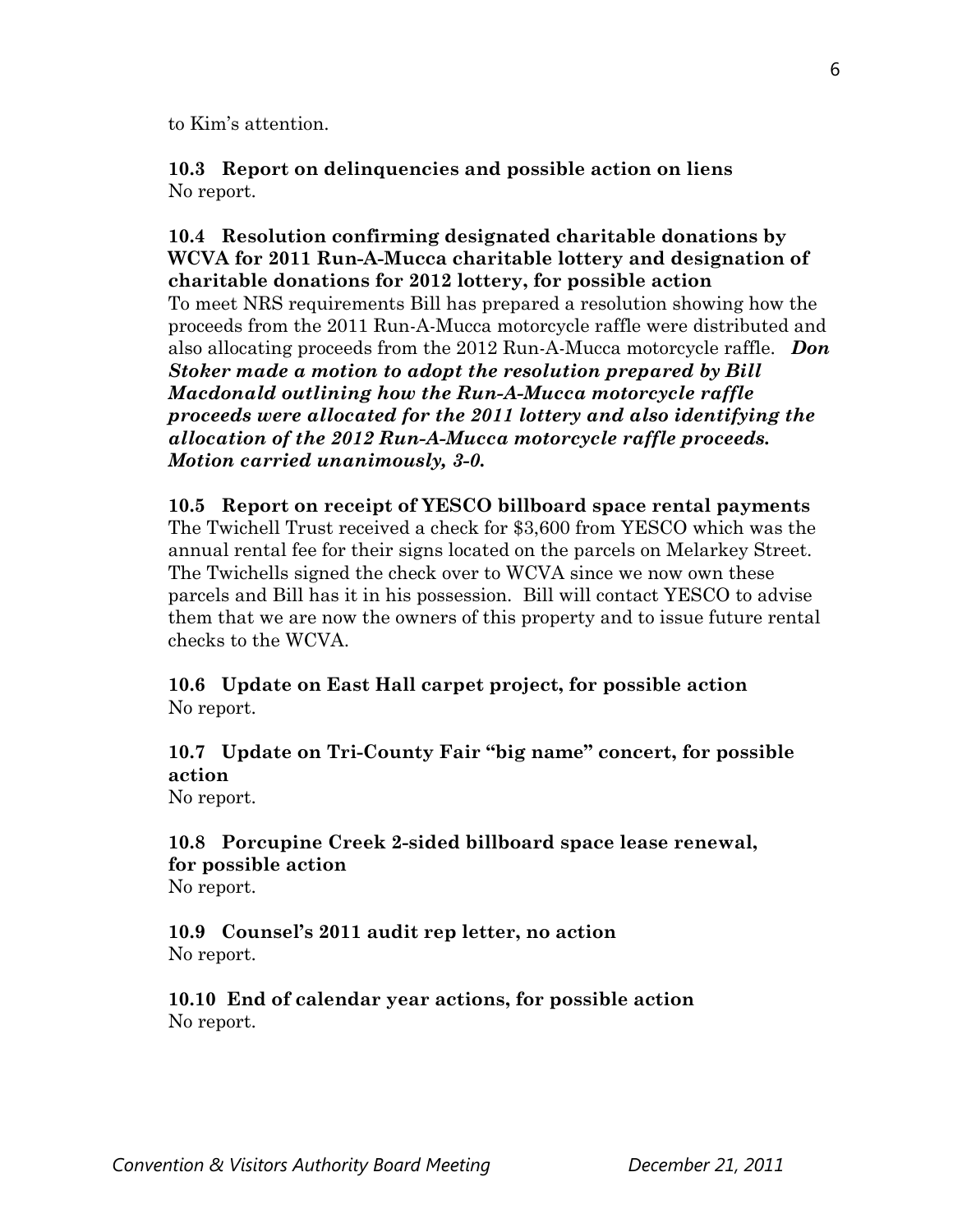to Kim's attention.

**10.3 Report on delinquencies and possible action on liens**
No report.

**10.4 Resolution confirming designated charitable donations by WCVA for 2011 Run-A-Mucca charitable lottery and designation of charitable donations for 2012 lottery, for possible action**
To meet NRS requirements Bill has prepared a resolution showing how the proceeds from the 2011 Run-A-Mucca motorcycle raffle were distributed and also allocating proceeds from the 2012 Run-A-Mucca motorcycle raffle. ***Don Stoker made a motion to adopt the resolution prepared by Bill Macdonald outlining how the Run-A-Mucca motorcycle raffle proceeds were allocated for the 2011 lottery and also identifying the allocation of the 2012 Run-A-Mucca motorcycle raffle proceeds. Motion carried unanimously, 3-0.***

**10.5 Report on receipt of YESCO billboard space rental payments**
The Twichell Trust received a check for $3,600 from YESCO which was the annual rental fee for their signs located on the parcels on Melarkey Street. The Twichells signed the check over to WCVA since we now own these parcels and Bill has it in his possession. Bill will contact YESCO to advise them that we are now the owners of this property and to issue future rental checks to the WCVA.

**10.6 Update on East Hall carpet project, for possible action**
No report.

**10.7 Update on Tri-County Fair "big name" concert, for possible action**
No report.

**10.8 Porcupine Creek 2-sided billboard space lease renewal, for possible action**
No report.

**10.9 Counsel's 2011 audit rep letter, no action**
No report.

**10.10 End of calendar year actions, for possible action**
No report.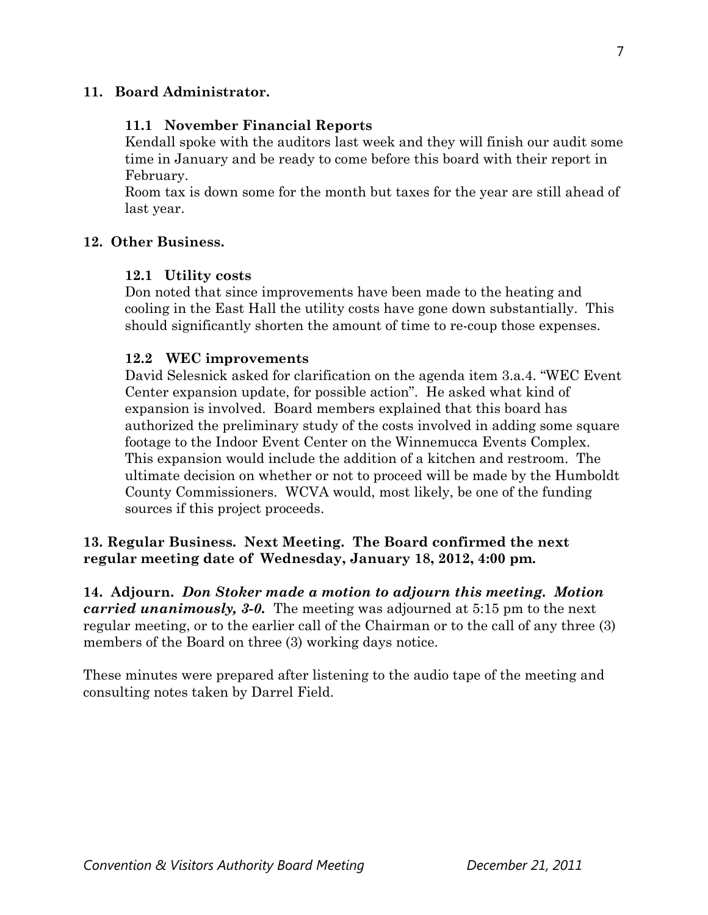## 11. Board Administrator.

### 11.1 November Financial Reports

Kendall spoke with the auditors last week and they will finish our audit some time in January and be ready to come before this board with their report in February.

Room tax is down some for the month but taxes for the year are still ahead of last year.

## 12. Other Business.

### 12.1 Utility costs

Don noted that since improvements have been made to the heating and cooling in the East Hall the utility costs have gone down substantially. This should significantly shorten the amount of time to re-coup those expenses.

### 12.2 WEC improvements

David Selesnick asked for clarification on the agenda item 3.a.4. "WEC Event Center expansion update, for possible action". He asked what kind of expansion is involved. Board members explained that this board has authorized the preliminary study of the costs involved in adding some square footage to the Indoor Event Center on the Winnemucca Events Complex. This expansion would include the addition of a kitchen and restroom. The ultimate decision on whether or not to proceed will be made by the Humboldt County Commissioners. WCVA would, most likely, be one of the funding sources if this project proceeds.

**13. Regular Business. Next Meeting. The Board confirmed the next regular meeting date of Wednesday, January 18, 2012, 4:00 pm.**

**14. Adjourn.** ***Don Stoker made a motion to adjourn this meeting. Motion carried unanimously, 3-0.*** The meeting was adjourned at 5:15 pm to the next regular meeting, or to the earlier call of the Chairman or to the call of any three (3) members of the Board on three (3) working days notice.

These minutes were prepared after listening to the audio tape of the meeting and consulting notes taken by Darrel Field.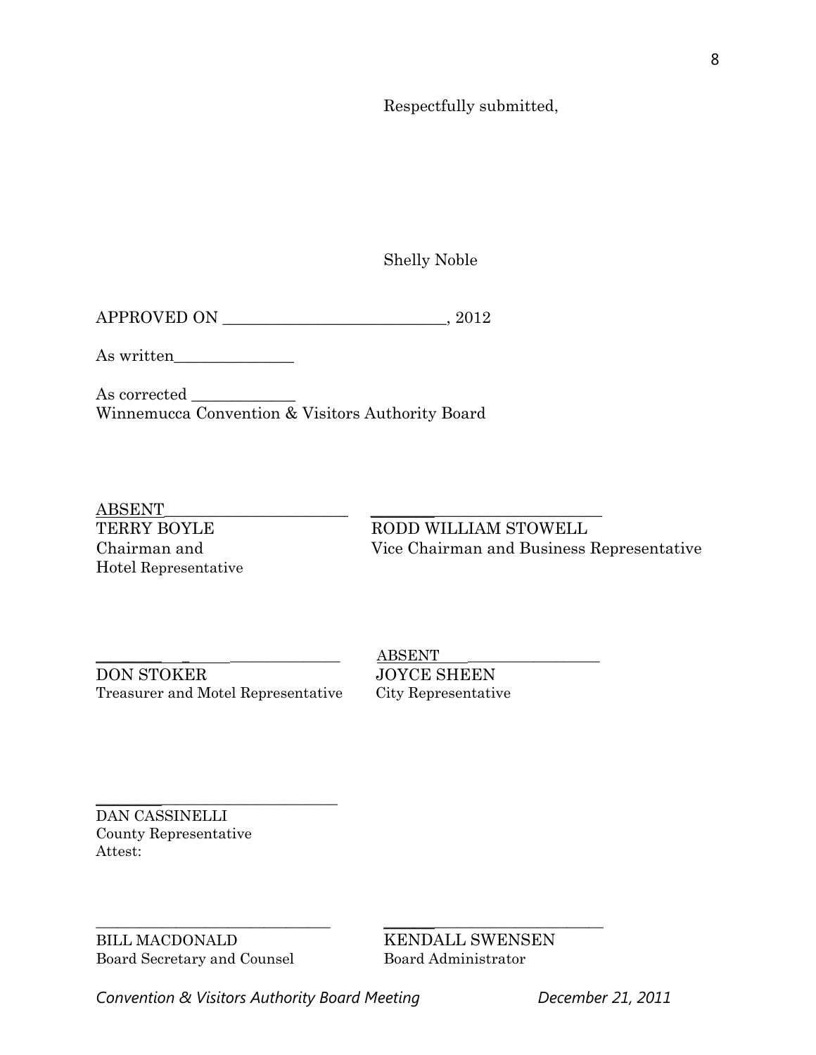Respectfully submitted,

Shelly Noble

APPROVED ON ____________________________, 2012

As written_______________

As corrected _____________
Winnemucca Convention & Visitors Authority Board

ABSENT________________________
TERRY BOYLE
Chairman and
Hotel Representative

_______________________________
RODD WILLIAM STOWELL
Vice Chairman and Business Representative

_______________________________
DON STOKER
Treasurer and Motel Representative

ABSENT_____________________
JOYCE SHEEN
City Representative

_______________________________
DAN CASSINELLI
County Representative
Attest:

_______________________________
BILL MACDONALD
Board Secretary and Counsel

_______________________________
KENDALL SWENSEN
Board Administrator